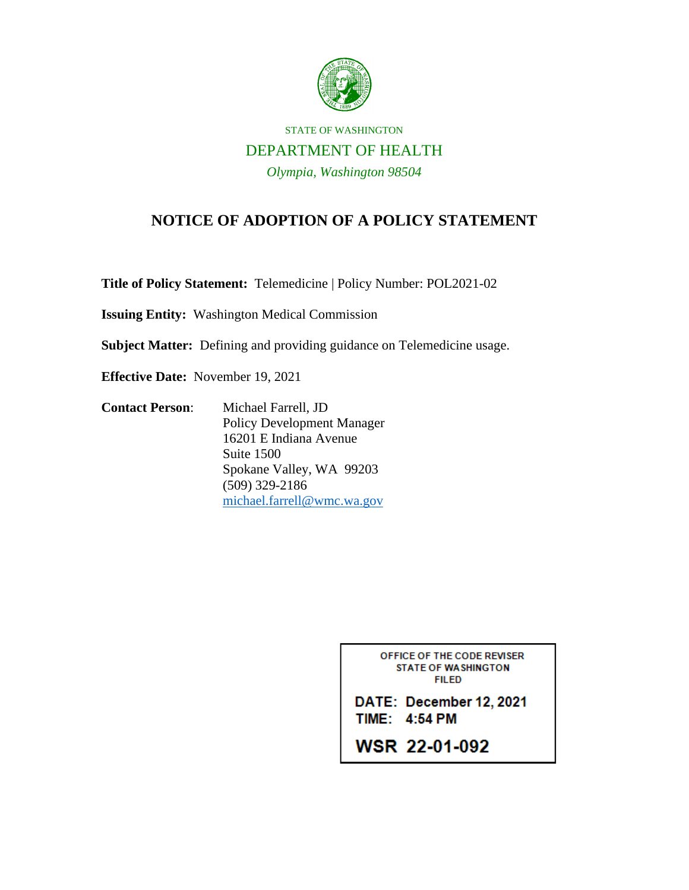STATE OF WASHINGTON

DEPARTMENT OF HEALTH

*Olympia, Washington 98504*

# NOTICE OF ADOPTION OF A POLICY STATEMENT

**Title of Policy Statement:** Telemedicine | Policy Number: POL2021-02

**Issuing Entity:** Washington Medical Commission

**Subject Matter:** Defining and providing guidance on Telemedicine usage.

**Effective Date:** November 19, 2021

**Contact Person**: Michael Farrell, JD
Policy Development Manager
16201 E Indiana Avenue
Suite 1500
Spokane Valley, WA 99203
(509) 329-2186
michael.farrell@wmc.wa.gov

OFFICE OF THE CODE REVISER
STATE OF WASHINGTON
FILED

**DATE: December 12, 2021**
**TIME: 4:54 PM**

**WSR 22-01-092**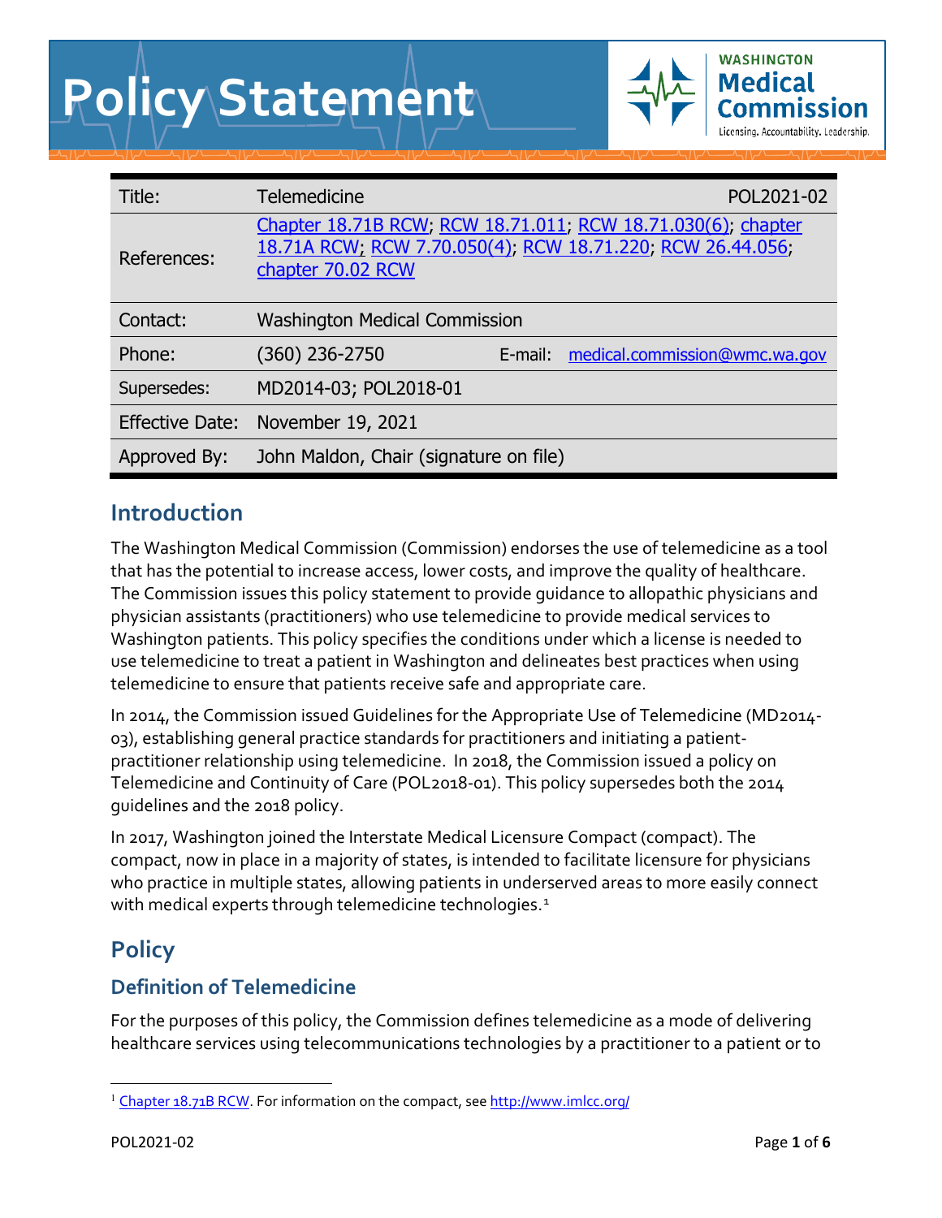# Policy Statement

**WASHINGTON Medical Commission**
Licensing. Accountability. Leadership.

| Title: | Telemedicine | POL2021-02 |
|---|---|---|
| References: | Chapter 18.71B RCW; RCW 18.71.011; RCW 18.71.030(6); chapter 18.71A RCW; RCW 7.70.050(4); RCW 18.71.220; RCW 26.44.056; chapter 70.02 RCW | |
| Contact: | Washington Medical Commission | |
| Phone: | (360) 236-2750 | E-mail: medical.commission@wmc.wa.gov |
| Supersedes: | MD2014-03; POL2018-01 | |
| Effective Date: | November 19, 2021 | |
| Approved By: | John Maldon, Chair (signature on file) | |

## Introduction

The Washington Medical Commission (Commission) endorses the use of telemedicine as a tool that has the potential to increase access, lower costs, and improve the quality of healthcare. The Commission issues this policy statement to provide guidance to allopathic physicians and physician assistants (practitioners) who use telemedicine to provide medical services to Washington patients. This policy specifies the conditions under which a license is needed to use telemedicine to treat a patient in Washington and delineates best practices when using telemedicine to ensure that patients receive safe and appropriate care.

In 2014, the Commission issued Guidelines for the Appropriate Use of Telemedicine (MD2014-03), establishing general practice standards for practitioners and initiating a patient-practitioner relationship using telemedicine. In 2018, the Commission issued a policy on Telemedicine and Continuity of Care (POL2018-01). This policy supersedes both the 2014 guidelines and the 2018 policy.

In 2017, Washington joined the Interstate Medical Licensure Compact (compact). The compact, now in place in a majority of states, is intended to facilitate licensure for physicians who practice in multiple states, allowing patients in underserved areas to more easily connect with medical experts through telemedicine technologies.[1]

## Policy

### Definition of Telemedicine

For the purposes of this policy, the Commission defines telemedicine as a mode of delivering healthcare services using telecommunications technologies by a practitioner to a patient or to

[1] Chapter 18.71B RCW. For information on the compact, see http://www.imlcc.org/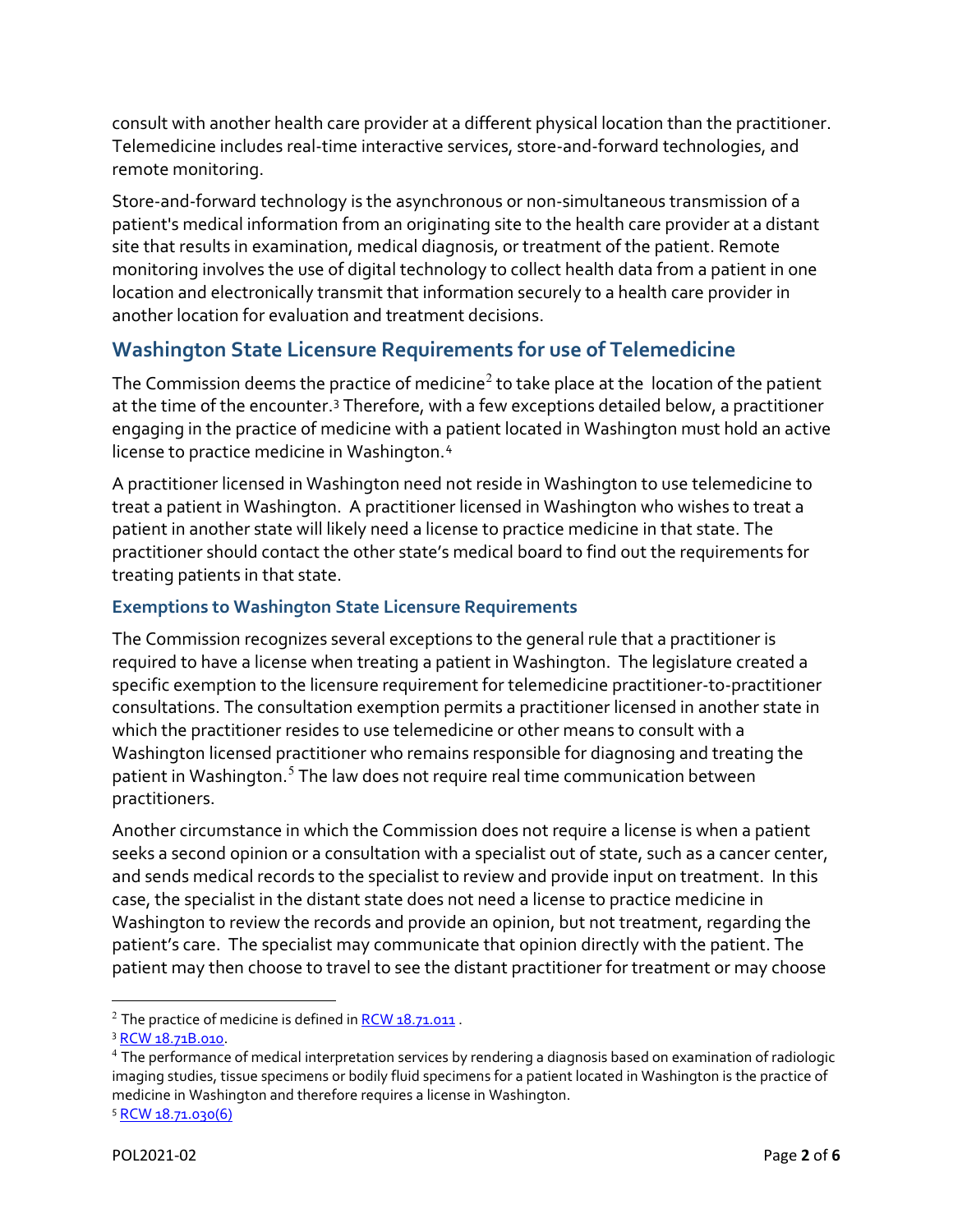consult with another health care provider at a different physical location than the practitioner. Telemedicine includes real-time interactive services, store-and-forward technologies, and remote monitoring.

Store-and-forward technology is the asynchronous or non-simultaneous transmission of a patient's medical information from an originating site to the health care provider at a distant site that results in examination, medical diagnosis, or treatment of the patient. Remote monitoring involves the use of digital technology to collect health data from a patient in one location and electronically transmit that information securely to a health care provider in another location for evaluation and treatment decisions.

## Washington State Licensure Requirements for use of Telemedicine

The Commission deems the practice of medicine[2] to take place at the location of the patient at the time of the encounter.[3] Therefore, with a few exceptions detailed below, a practitioner engaging in the practice of medicine with a patient located in Washington must hold an active license to practice medicine in Washington.[4]

A practitioner licensed in Washington need not reside in Washington to use telemedicine to treat a patient in Washington. A practitioner licensed in Washington who wishes to treat a patient in another state will likely need a license to practice medicine in that state. The practitioner should contact the other state's medical board to find out the requirements for treating patients in that state.

### Exemptions to Washington State Licensure Requirements

The Commission recognizes several exceptions to the general rule that a practitioner is required to have a license when treating a patient in Washington. The legislature created a specific exemption to the licensure requirement for telemedicine practitioner-to-practitioner consultations. The consultation exemption permits a practitioner licensed in another state in which the practitioner resides to use telemedicine or other means to consult with a Washington licensed practitioner who remains responsible for diagnosing and treating the patient in Washington.[5] The law does not require real time communication between practitioners.

Another circumstance in which the Commission does not require a license is when a patient seeks a second opinion or a consultation with a specialist out of state, such as a cancer center, and sends medical records to the specialist to review and provide input on treatment. In this case, the specialist in the distant state does not need a license to practice medicine in Washington to review the records and provide an opinion, but not treatment, regarding the patient's care. The specialist may communicate that opinion directly with the patient. The patient may then choose to travel to see the distant practitioner for treatment or may choose

---

[2] The practice of medicine is defined in RCW 18.71.011 .

[3] RCW 18.71B.010.

[4] The performance of medical interpretation services by rendering a diagnosis based on examination of radiologic imaging studies, tissue specimens or bodily fluid specimens for a patient located in Washington is the practice of medicine in Washington and therefore requires a license in Washington.

[5] RCW 18.71.030(6)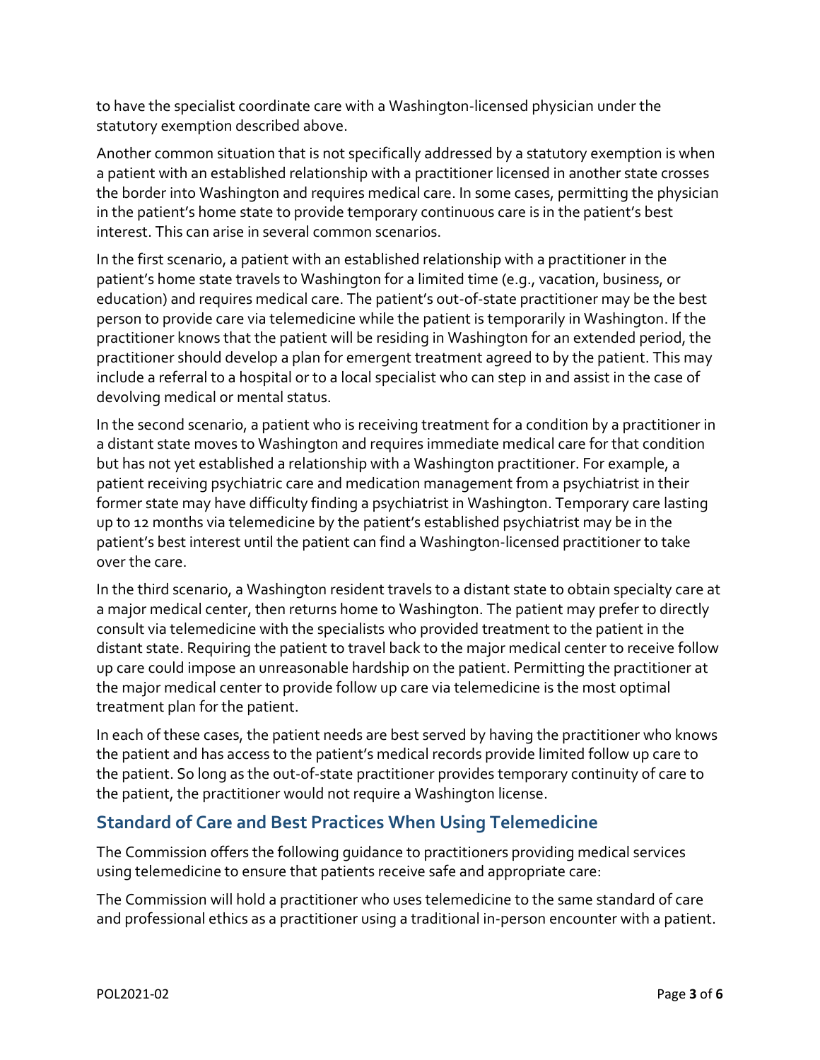to have the specialist coordinate care with a Washington-licensed physician under the statutory exemption described above.

Another common situation that is not specifically addressed by a statutory exemption is when a patient with an established relationship with a practitioner licensed in another state crosses the border into Washington and requires medical care. In some cases, permitting the physician in the patient's home state to provide temporary continuous care is in the patient's best interest. This can arise in several common scenarios.

In the first scenario, a patient with an established relationship with a practitioner in the patient's home state travels to Washington for a limited time (e.g., vacation, business, or education) and requires medical care. The patient's out-of-state practitioner may be the best person to provide care via telemedicine while the patient is temporarily in Washington. If the practitioner knows that the patient will be residing in Washington for an extended period, the practitioner should develop a plan for emergent treatment agreed to by the patient. This may include a referral to a hospital or to a local specialist who can step in and assist in the case of devolving medical or mental status.

In the second scenario, a patient who is receiving treatment for a condition by a practitioner in a distant state moves to Washington and requires immediate medical care for that condition but has not yet established a relationship with a Washington practitioner. For example, a patient receiving psychiatric care and medication management from a psychiatrist in their former state may have difficulty finding a psychiatrist in Washington. Temporary care lasting up to 12 months via telemedicine by the patient's established psychiatrist may be in the patient's best interest until the patient can find a Washington-licensed practitioner to take over the care.

In the third scenario, a Washington resident travels to a distant state to obtain specialty care at a major medical center, then returns home to Washington. The patient may prefer to directly consult via telemedicine with the specialists who provided treatment to the patient in the distant state. Requiring the patient to travel back to the major medical center to receive follow up care could impose an unreasonable hardship on the patient. Permitting the practitioner at the major medical center to provide follow up care via telemedicine is the most optimal treatment plan for the patient.

In each of these cases, the patient needs are best served by having the practitioner who knows the patient and has access to the patient's medical records provide limited follow up care to the patient. So long as the out-of-state practitioner provides temporary continuity of care to the patient, the practitioner would not require a Washington license.

## Standard of Care and Best Practices When Using Telemedicine

The Commission offers the following guidance to practitioners providing medical services using telemedicine to ensure that patients receive safe and appropriate care:

The Commission will hold a practitioner who uses telemedicine to the same standard of care and professional ethics as a practitioner using a traditional in-person encounter with a patient.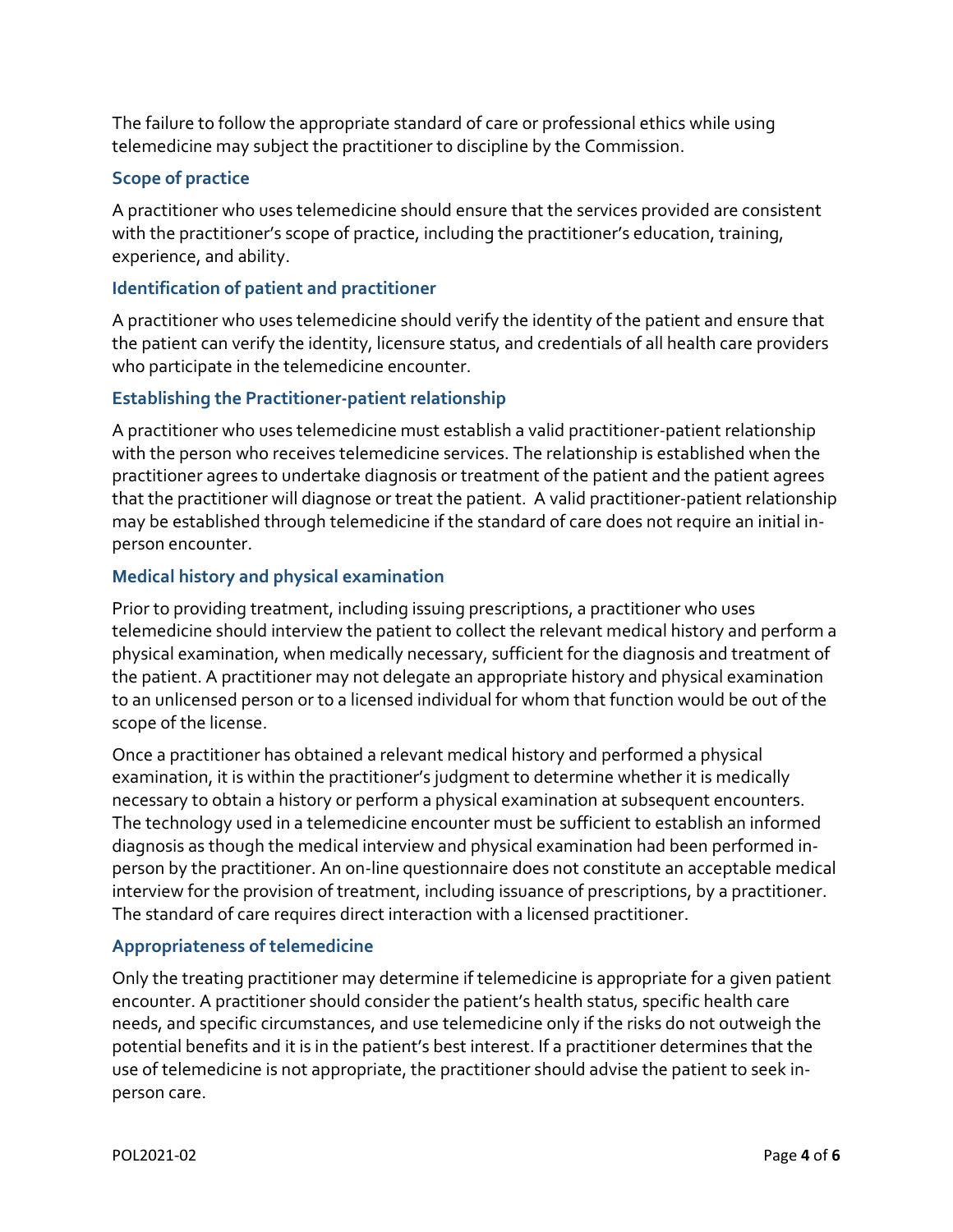The failure to follow the appropriate standard of care or professional ethics while using telemedicine may subject the practitioner to discipline by the Commission.

### Scope of practice

A practitioner who uses telemedicine should ensure that the services provided are consistent with the practitioner's scope of practice, including the practitioner's education, training, experience, and ability.

### Identification of patient and practitioner

A practitioner who uses telemedicine should verify the identity of the patient and ensure that the patient can verify the identity, licensure status, and credentials of all health care providers who participate in the telemedicine encounter.

### Establishing the Practitioner-patient relationship

A practitioner who uses telemedicine must establish a valid practitioner-patient relationship with the person who receives telemedicine services. The relationship is established when the practitioner agrees to undertake diagnosis or treatment of the patient and the patient agrees that the practitioner will diagnose or treat the patient. A valid practitioner-patient relationship may be established through telemedicine if the standard of care does not require an initial in-person encounter.

### Medical history and physical examination

Prior to providing treatment, including issuing prescriptions, a practitioner who uses telemedicine should interview the patient to collect the relevant medical history and perform a physical examination, when medically necessary, sufficient for the diagnosis and treatment of the patient. A practitioner may not delegate an appropriate history and physical examination to an unlicensed person or to a licensed individual for whom that function would be out of the scope of the license.

Once a practitioner has obtained a relevant medical history and performed a physical examination, it is within the practitioner's judgment to determine whether it is medically necessary to obtain a history or perform a physical examination at subsequent encounters. The technology used in a telemedicine encounter must be sufficient to establish an informed diagnosis as though the medical interview and physical examination had been performed in-person by the practitioner. An on-line questionnaire does not constitute an acceptable medical interview for the provision of treatment, including issuance of prescriptions, by a practitioner. The standard of care requires direct interaction with a licensed practitioner.

### Appropriateness of telemedicine

Only the treating practitioner may determine if telemedicine is appropriate for a given patient encounter. A practitioner should consider the patient's health status, specific health care needs, and specific circumstances, and use telemedicine only if the risks do not outweigh the potential benefits and it is in the patient's best interest. If a practitioner determines that the use of telemedicine is not appropriate, the practitioner should advise the patient to seek in-person care.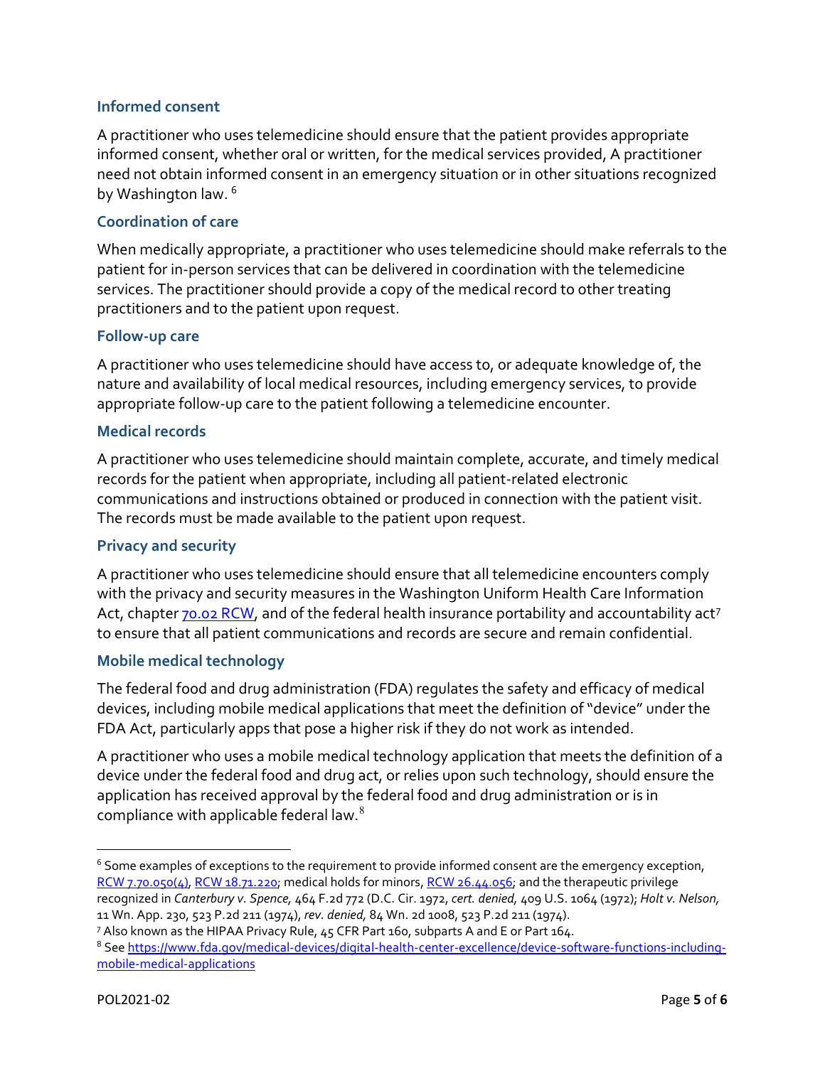### Informed consent

A practitioner who uses telemedicine should ensure that the patient provides appropriate informed consent, whether oral or written, for the medical services provided, A practitioner need not obtain informed consent in an emergency situation or in other situations recognized by Washington law. [6]

### Coordination of care

When medically appropriate, a practitioner who uses telemedicine should make referrals to the patient for in-person services that can be delivered in coordination with the telemedicine services. The practitioner should provide a copy of the medical record to other treating practitioners and to the patient upon request.

### Follow-up care

A practitioner who uses telemedicine should have access to, or adequate knowledge of, the nature and availability of local medical resources, including emergency services, to provide appropriate follow-up care to the patient following a telemedicine encounter.

### Medical records

A practitioner who uses telemedicine should maintain complete, accurate, and timely medical records for the patient when appropriate, including all patient-related electronic communications and instructions obtained or produced in connection with the patient visit. The records must be made available to the patient upon request.

### Privacy and security

A practitioner who uses telemedicine should ensure that all telemedicine encounters comply with the privacy and security measures in the Washington Uniform Health Care Information Act, chapter [70.02 RCW](), and of the federal health insurance portability and accountability act[7] to ensure that all patient communications and records are secure and remain confidential.

### Mobile medical technology

The federal food and drug administration (FDA) regulates the safety and efficacy of medical devices, including mobile medical applications that meet the definition of "device" under the FDA Act, particularly apps that pose a higher risk if they do not work as intended.

A practitioner who uses a mobile medical technology application that meets the definition of a device under the federal food and drug act, or relies upon such technology, should ensure the application has received approval by the federal food and drug administration or is in compliance with applicable federal law.[8]

---

[6] Some examples of exceptions to the requirement to provide informed consent are the emergency exception, RCW 7.70.050(4), RCW 18.71.220; medical holds for minors, RCW 26.44.056; and the therapeutic privilege recognized in *Canterbury v. Spence,* 464 F.2d 772 (D.C. Cir. 1972, *cert. denied,* 409 U.S. 1064 (1972); *Holt v. Nelson,* 11 Wn. App. 230, 523 P.2d 211 (1974), *rev. denied,* 84 Wn. 2d 1008, 523 P.2d 211 (1974).

[7] Also known as the HIPAA Privacy Rule, 45 CFR Part 160, subparts A and E or Part 164.

[8] See https://www.fda.gov/medical-devices/digital-health-center-excellence/device-software-functions-including-mobile-medical-applications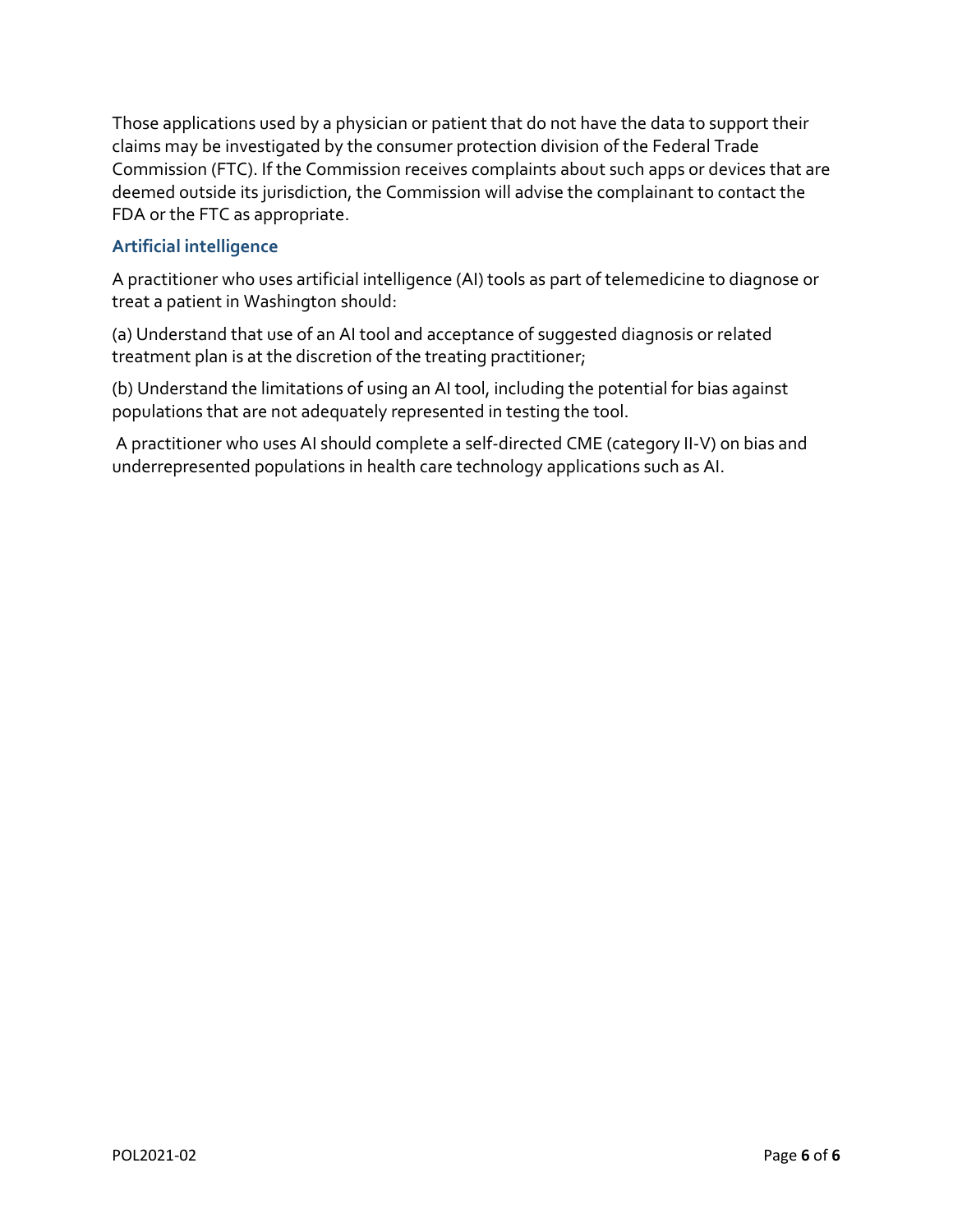Those applications used by a physician or patient that do not have the data to support their claims may be investigated by the consumer protection division of the Federal Trade Commission (FTC). If the Commission receives complaints about such apps or devices that are deemed outside its jurisdiction, the Commission will advise the complainant to contact the FDA or the FTC as appropriate.

### Artificial intelligence

A practitioner who uses artificial intelligence (AI) tools as part of telemedicine to diagnose or treat a patient in Washington should:

(a) Understand that use of an AI tool and acceptance of suggested diagnosis or related treatment plan is at the discretion of the treating practitioner;

(b) Understand the limitations of using an AI tool, including the potential for bias against populations that are not adequately represented in testing the tool.

A practitioner who uses AI should complete a self-directed CME (category II-V) on bias and underrepresented populations in health care technology applications such as AI.